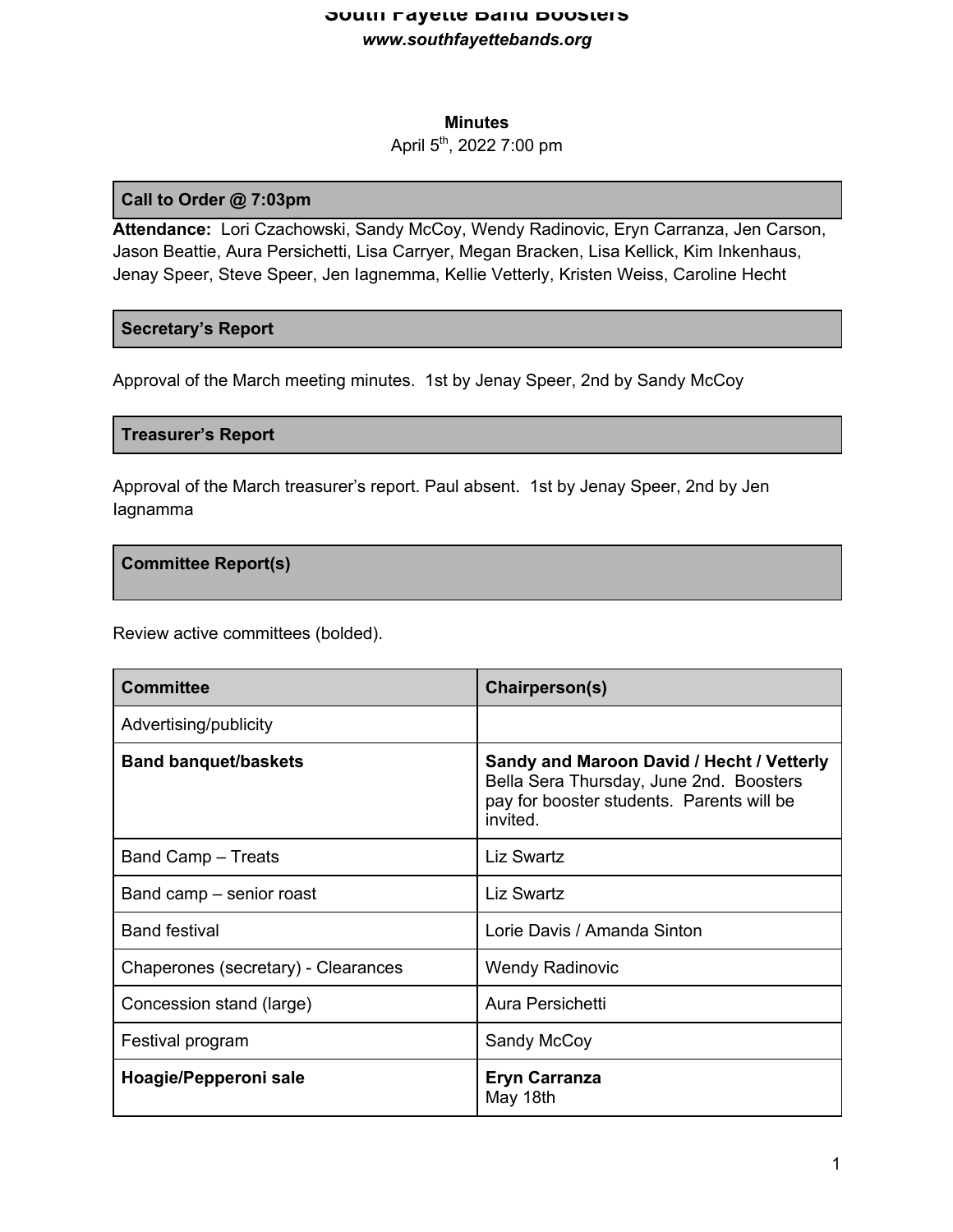# South Fayette Band Boosters

***www.southfayettebands.org***

**Minutes**

April 5th, 2022 7:00 pm

## Call to Order @ 7:03pm

**Attendance:** Lori Czachowski, Sandy McCoy, Wendy Radinovic, Eryn Carranza, Jen Carson, Jason Beattie, Aura Persichetti, Lisa Carryer, Megan Bracken, Lisa Kellick, Kim Inkenhaus, Jenay Speer, Steve Speer, Jen Iagnemma, Kellie Vetterly, Kristen Weiss, Caroline Hecht

## Secretary's Report

Approval of the March meeting minutes. 1st by Jenay Speer, 2nd by Sandy McCoy

## Treasurer's Report

Approval of the March treasurer's report. Paul absent. 1st by Jenay Speer, 2nd by Jen Iagnamma

## Committee Report(s)

Review active committees (bolded).

| Committee | Chairperson(s) |
|---|---|
| Advertising/publicity | |
| **Band banquet/baskets** | **Sandy and Maroon David / Hecht / Vetterly** Bella Sera Thursday, June 2nd. Boosters pay for booster students. Parents will be invited. |
| Band Camp – Treats | Liz Swartz |
| Band camp – senior roast | Liz Swartz |
| Band festival | Lorie Davis / Amanda Sinton |
| Chaperones (secretary) - Clearances | Wendy Radinovic |
| Concession stand (large) | Aura Persichetti |
| Festival program | Sandy McCoy |
| **Hoagie/Pepperoni sale** | **Eryn Carranza** May 18th |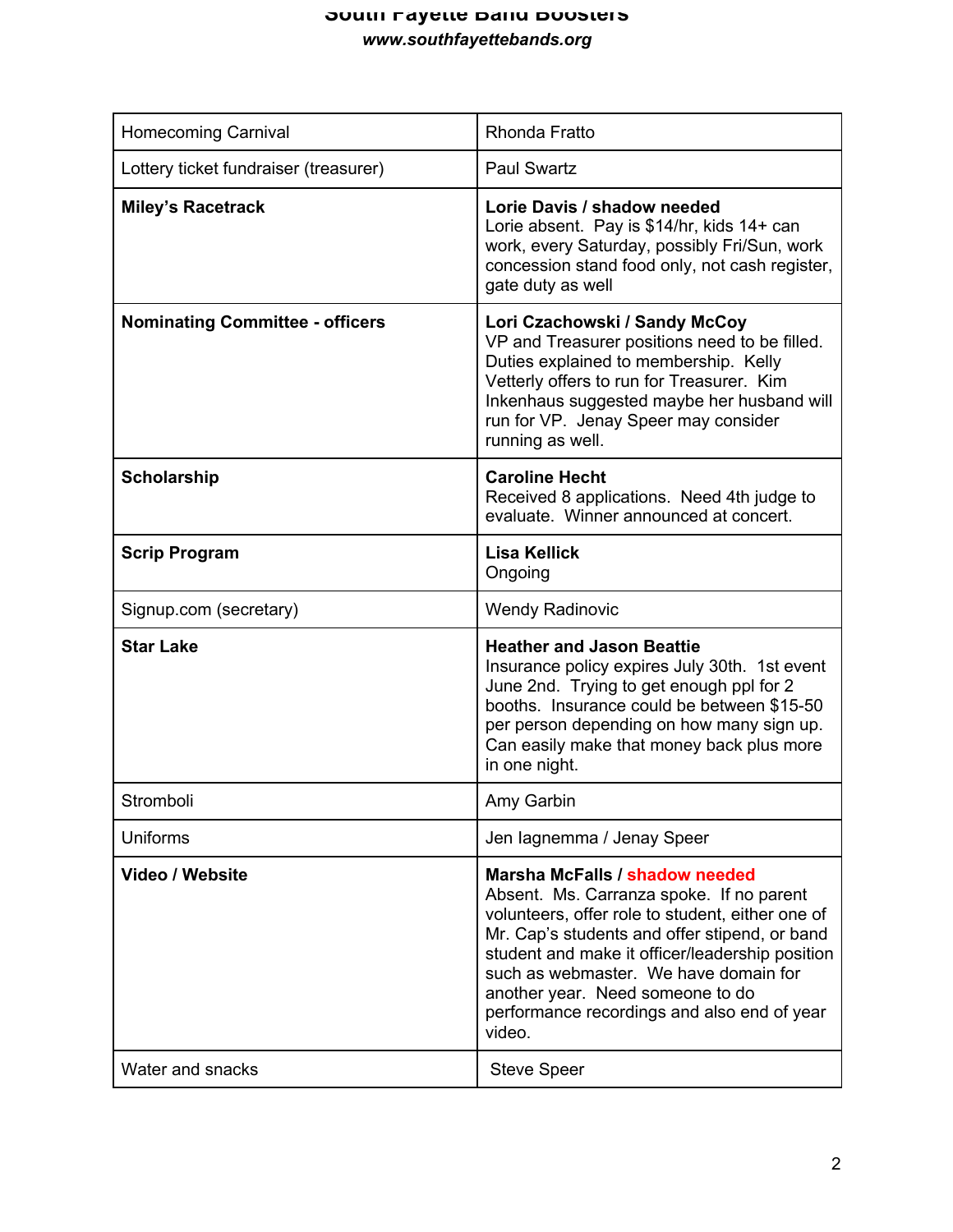| Homecoming Carnival | Rhonda Fratto |
|---|---|
| Lottery ticket fundraiser (treasurer) | Paul Swartz |
| **Miley's Racetrack** | **Lorie Davis / shadow needed**<br>Lorie absent. Pay is $14/hr, kids 14+ can work, every Saturday, possibly Fri/Sun, work concession stand food only, not cash register, gate duty as well |
| **Nominating Committee - officers** | **Lori Czachowski / Sandy McCoy**<br>VP and Treasurer positions need to be filled. Duties explained to membership. Kelly Vetterly offers to run for Treasurer. Kim Inkenhaus suggested maybe her husband will run for VP. Jenay Speer may consider running as well. |
| **Scholarship** | **Caroline Hecht**<br>Received 8 applications. Need 4th judge to evaluate. Winner announced at concert. |
| **Scrip Program** | **Lisa Kellick**<br>Ongoing |
| Signup.com (secretary) | Wendy Radinovic |
| **Star Lake** | **Heather and Jason Beattie**<br>Insurance policy expires July 30th. 1st event June 2nd. Trying to get enough ppl for 2 booths. Insurance could be between $15-50 per person depending on how many sign up. Can easily make that money back plus more in one night. |
| Stromboli | Amy Garbin |
| Uniforms | Jen Iagnemma / Jenay Speer |
| **Video / Website** | **Marsha McFalls / shadow needed**<br>Absent. Ms. Carranza spoke. If no parent volunteers, offer role to student, either one of Mr. Cap's students and offer stipend, or band student and make it officer/leadership position such as webmaster. We have domain for another year. Need someone to do performance recordings and also end of year video. |
| Water and snacks | Steve Speer |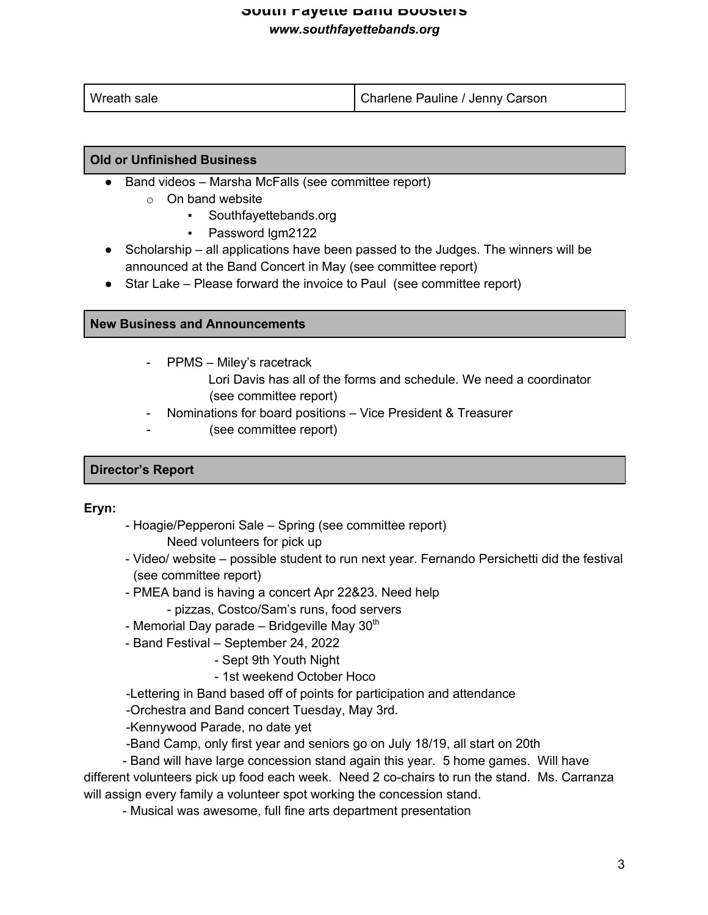| Wreath sale | Charlene Pauline / Jenny Carson |
|---|---|

## Old or Unfinished Business

- Band videos – Marsha McFalls (see committee report)
  - On band website
    - Southfayettebands.org
    - Password lgm2122
- Scholarship – all applications have been passed to the Judges. The winners will be announced at the Band Concert in May (see committee report)
- Star Lake – Please forward the invoice to Paul (see committee report)

## New Business and Announcements

- PPMS – Miley's racetrack
  Lori Davis has all of the forms and schedule. We need a coordinator (see committee report)
- Nominations for board positions – Vice President & Treasurer
- (see committee report)

## Director's Report

**Eryn:**

- Hoagie/Pepperoni Sale – Spring (see committee report)
  Need volunteers for pick up
- Video/ website – possible student to run next year. Fernando Persichetti did the festival (see committee report)
- PMEA band is having a concert Apr 22&23. Need help
  - pizzas, Costco/Sam's runs, food servers
- Memorial Day parade – Bridgeville May 30th
- Band Festival – September 24, 2022
  - Sept 9th Youth Night
  - 1st weekend October Hoco
- Lettering in Band based off of points for participation and attendance
- Orchestra and Band concert Tuesday, May 3rd.
- Kennywood Parade, no date yet
- Band Camp, only first year and seniors go on July 18/19, all start on 20th
- Band will have large concession stand again this year. 5 home games. Will have different volunteers pick up food each week. Need 2 co-chairs to run the stand. Ms. Carranza will assign every family a volunteer spot working the concession stand.
- Musical was awesome, full fine arts department presentation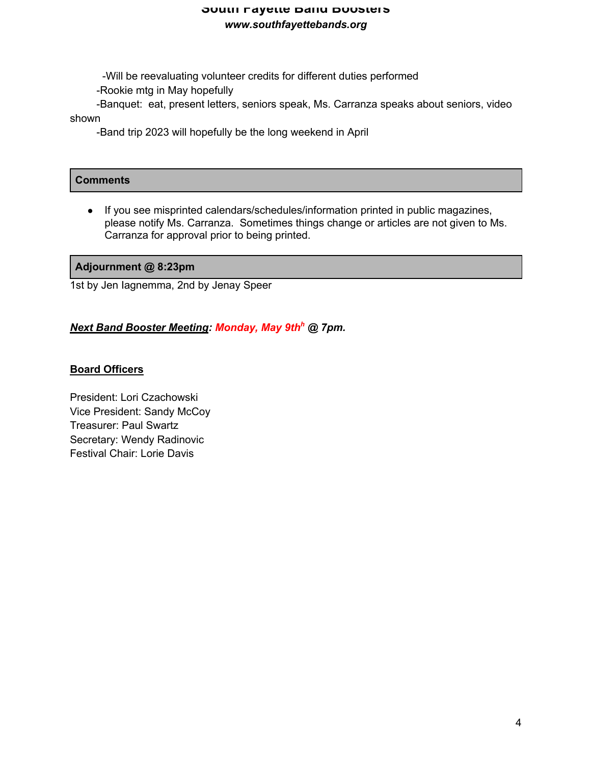-Will be reevaluating volunteer credits for different duties performed

-Rookie mtg in May hopefully

-Banquet: eat, present letters, seniors speak, Ms. Carranza speaks about seniors, video shown

-Band trip 2023 will hopefully be the long weekend in April

## Comments

- If you see misprinted calendars/schedules/information printed in public magazines, please notify Ms. Carranza. Sometimes things change or articles are not given to Ms. Carranza for approval prior to being printed.

## Adjournment @ 8:23pm

1st by Jen Iagnemma, 2nd by Jenay Speer

***Next Band Booster Meeting*: Monday, May 9th[h] @ 7pm.**

**Board Officers**

President: Lori Czachowski
Vice President: Sandy McCoy
Treasurer: Paul Swartz
Secretary: Wendy Radinovic
Festival Chair: Lorie Davis